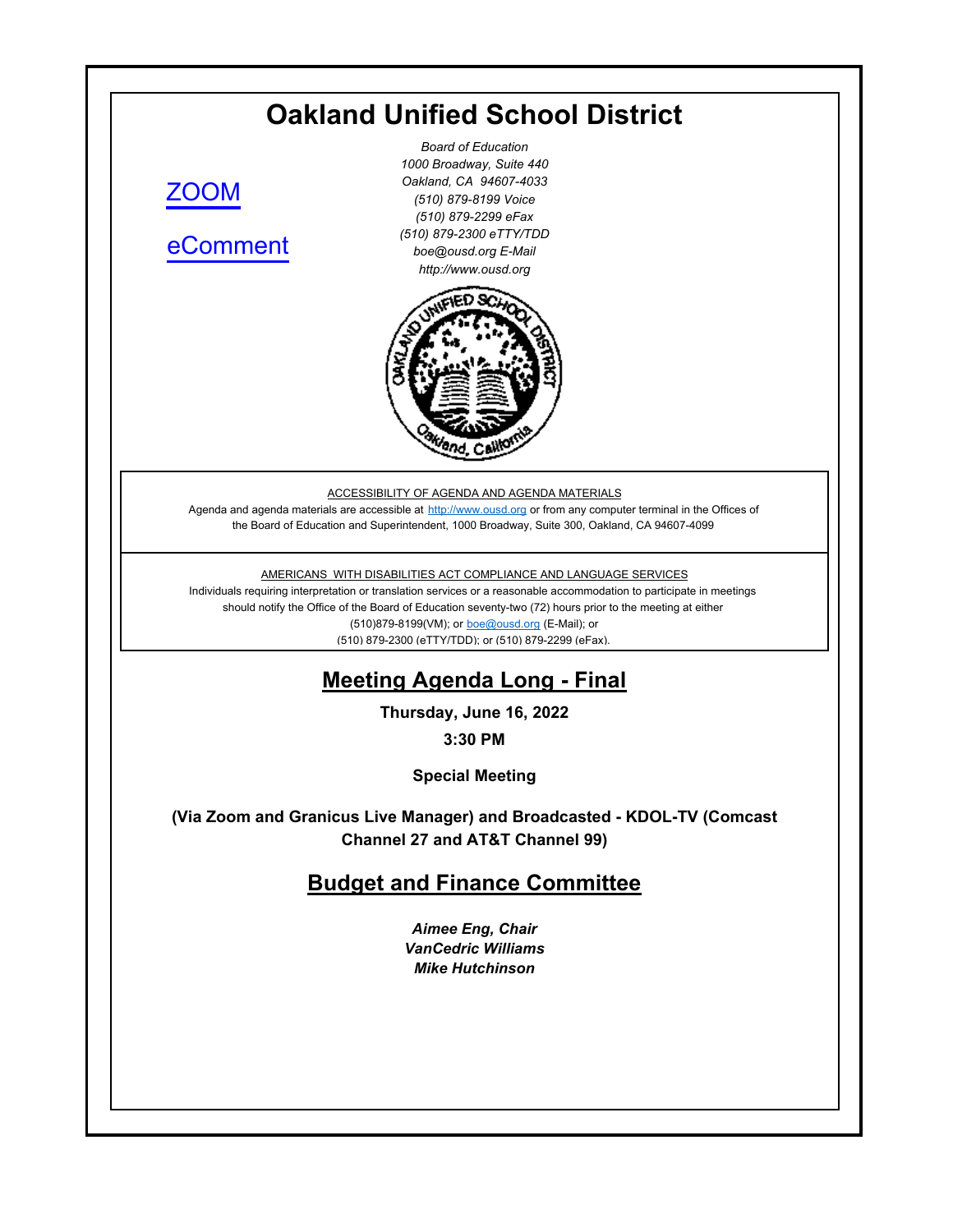# Oakland Unified School District

ZOOM

eComment

*Board of Education*
*1000 Broadway, Suite 440*
*Oakland, CA 94607-4033*
*(510) 879-8199 Voice*
*(510) 879-2299 eFax*
*(510) 879-2300 eTTY/TDD*
*boe@ousd.org E-Mail*
*http://www.ousd.org*

ACCESSIBILITY OF AGENDA AND AGENDA MATERIALS

Agenda and agenda materials are accessible at http://www.ousd.org or from any computer terminal in the Offices of the Board of Education and Superintendent, 1000 Broadway, Suite 300, Oakland, CA 94607-4099

AMERICANS WITH DISABILITIES ACT COMPLIANCE AND LANGUAGE SERVICES

Individuals requiring interpretation or translation services or a reasonable accommodation to participate in meetings should notify the Office of the Board of Education seventy-two (72) hours prior to the meeting at either (510)879-8199(VM); or boe@ousd.org (E-Mail); or (510) 879-2300 (eTTY/TDD); or (510) 879-2299 (eFax).

## Meeting Agenda Long - Final

**Thursday, June 16, 2022**

**3:30 PM**

**Special Meeting**

**(Via Zoom and Granicus Live Manager) and Broadcasted - KDOL-TV (Comcast Channel 27 and AT&T Channel 99)**

## Budget and Finance Committee

***Aimee Eng, Chair***
***VanCedric Williams***
***Mike Hutchinson***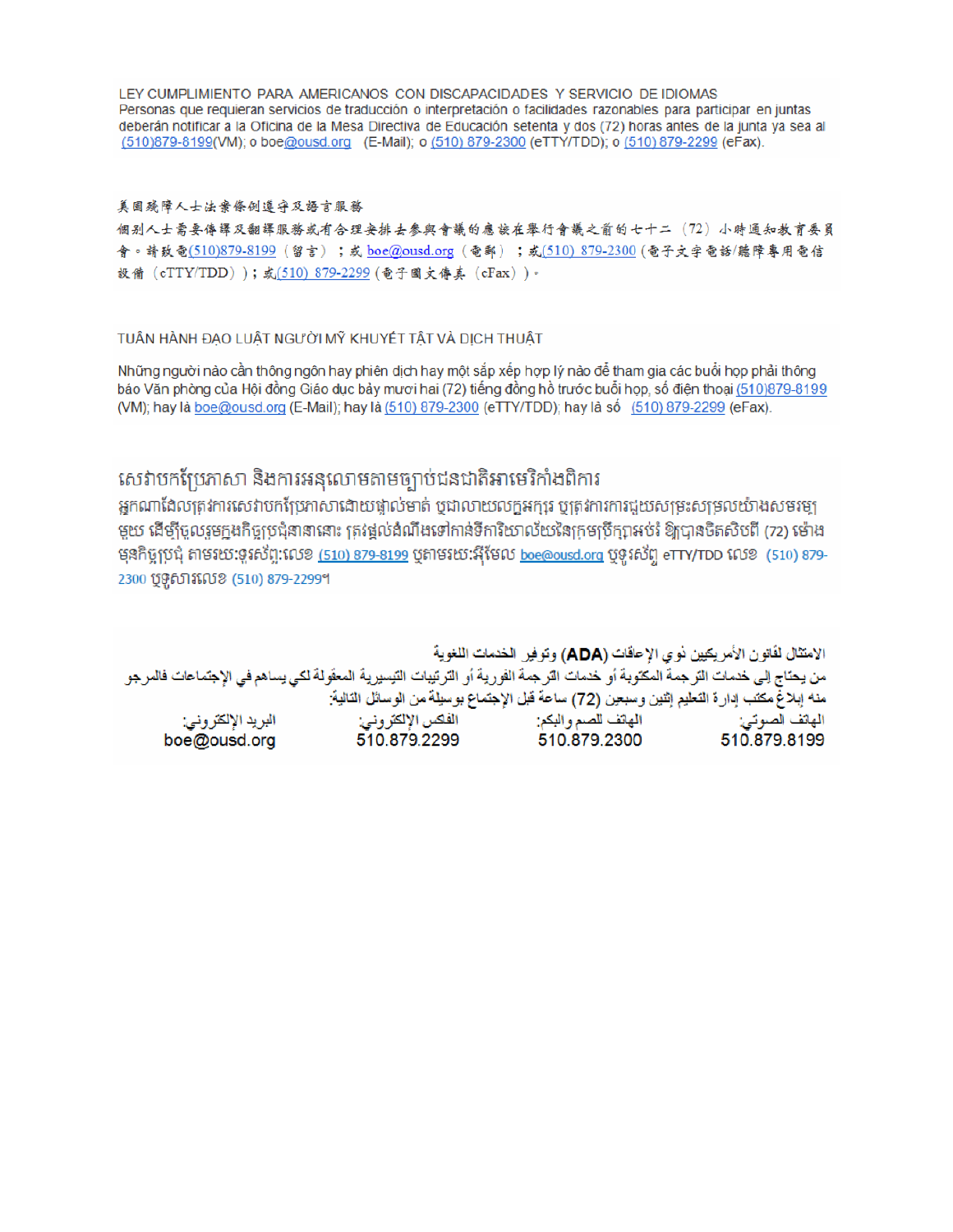LEY CUMPLIMIENTO PARA AMERICANOS CON DISCAPACIDADES Y SERVICIO DE IDIOMAS
Personas que requieran servicios de traducción o interpretación o facilidades razonables para participar en juntas deberán notificar a la Oficina de la Mesa Directiva de Educación setenta y dos (72) horas antes de la junta ya sea al (510)879-8199(VM); o boe@ousd.org (E-Mail); o (510) 879-2300 (eTTY/TDD); o (510) 879-2299 (eFax).

美國殘障人士法案條例遵守及語言服務
個別人士需要傳譯及翻譯服務或有合理安排去參與會議的應該在舉行會議之前的七十二（72）小時通知教育委員會。請致電(510)879-8199（留言）；或 boe@ousd.org（電郵）；或(510) 879-2300（電子文字電話/聽障專用電信設備（eTTY/TDD））；或(510) 879-2299（電子圖文傳真（eFax））。

TUÂN HÀNH ĐẠO LUẬT NGƯỜI MỸ KHUYẾT TẬT VÀ DỊCH THUẬT

Những người nào cần thông ngôn hay phiên dịch hay một sắp xếp hợp lý nào để tham gia các buổi họp phải thông báo Văn phòng của Hội đồng Giáo dục bảy mươi hai (72) tiếng đồng hồ trước buổi họp, số điện thoại (510)879-8199 (VM); hay là boe@ousd.org (E-Mail); hay là (510) 879-2300 (eTTY/TDD); hay là số (510) 879-2299 (eFax).

សេវាបកប្រែភាសា និងការអនុលោមតាមច្បាប់ជនជាតិអាមេរិកាំងពិការ
អ្នកណាដែលត្រូវការសេវាបកប្រែភាសាដោយផ្ទាល់មាត់ ឬជាលាយលក្ខអក្សរ ឬត្រូវការការជួយសម្រះសម្រួលយ៉ាងសមរម្យមួយ ដើម្បីចូលរួមក្នុងកិច្ចប្រជុំនានានោះ ត្រូវផ្ដល់ដំណឹងទៅកាន់ទីការិយាល័យនៃក្រុមប្រឹក្សាអប់រំ ឱ្យបានចិតសិបពីរ (72) ម៉ោង មុនកិច្ចប្រជុំ តាមរយៈទូរស័ព្ទ:លេខ (510) 879-8199 ឬតាមរយៈអ៊ីមែល boe@ousd.org ឬទូរស័ព្ទ eTTY/TDD លេខ (510) 879-2300 ឬទូសារលេខ (510) 879-2299។

الامتثال لقانون الأمريكيين ذوي الإعاقات (ADA) وتوفير الخدمات اللغوية
من يحتاج إلى خدمات الترجمة المكتوبة أو خدمات الترجمة الفورية أو الترتيبات التيسيرية المعقولة لكي يساهم في الإجتماعات فالمرجو منه إبلاغ مكتب إدارة التعليم إثنين وسبعين (72) ساعة قبل الإجتماع بوسيلة من الوسائل التالية:

| الهاتف الصوتي: | الهاتف للصم والبكم: | الفكس الإلكتروني: | البريد الإلكتروني: |
|---|---|---|---|
| 510.879.8199 | 510.879.2300 | 510.879.2299 | boe@ousd.org |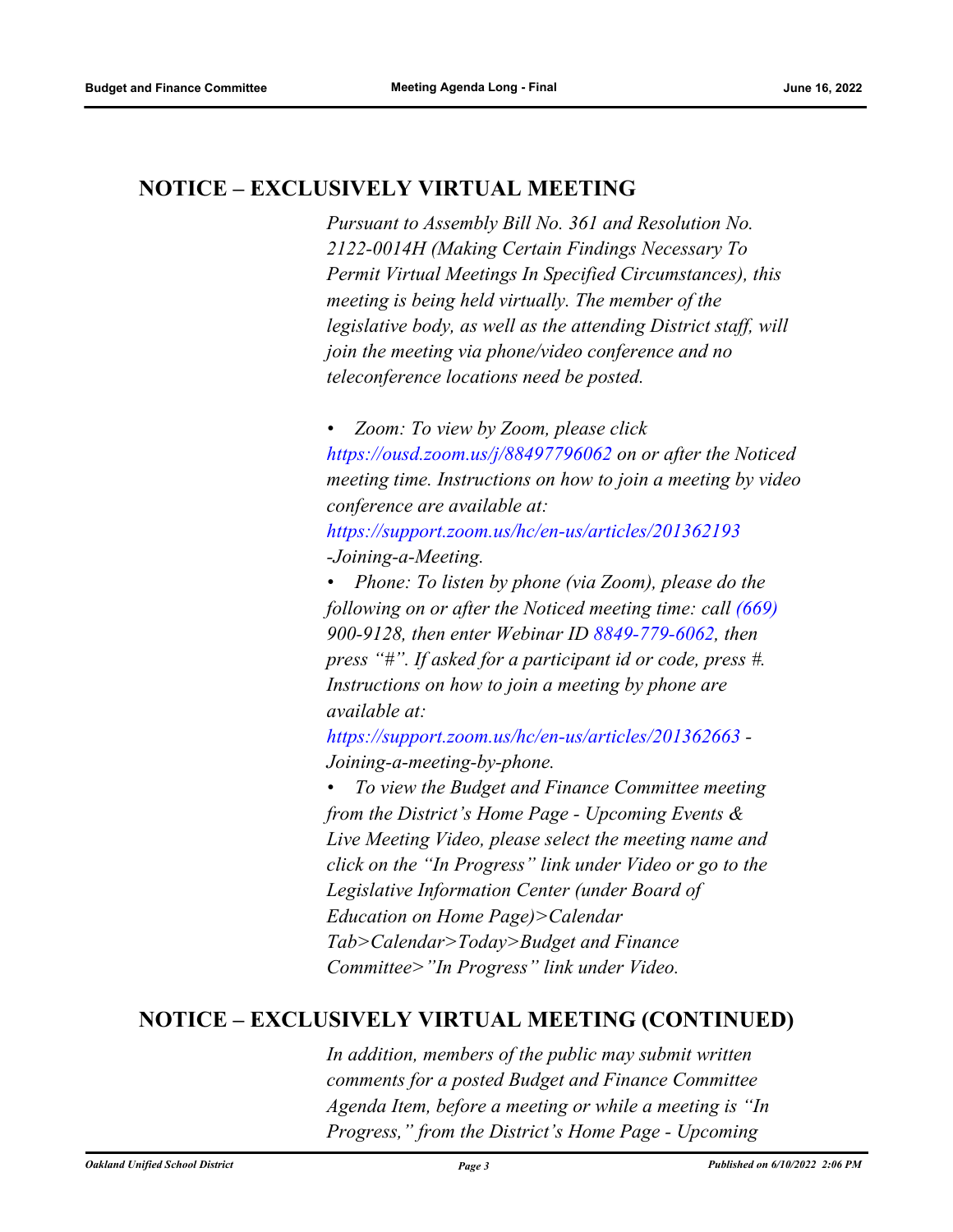## NOTICE – EXCLUSIVELY VIRTUAL MEETING

*Pursuant to Assembly Bill No. 361 and Resolution No. 2122-0014H (Making Certain Findings Necessary To Permit Virtual Meetings In Specified Circumstances), this meeting is being held virtually. The member of the legislative body, as well as the attending District staff, will join the meeting via phone/video conference and no teleconference locations need be posted.*

- *Zoom: To view by Zoom, please click https://ousd.zoom.us/j/88497796062 on or after the Noticed meeting time. Instructions on how to join a meeting by video conference are available at: https://support.zoom.us/hc/en-us/articles/201362193 -Joining-a-Meeting.*
- *Phone: To listen by phone (via Zoom), please do the following on or after the Noticed meeting time: call (669) 900-9128, then enter Webinar ID 8849-779-6062, then press "#". If asked for a participant id or code, press #. Instructions on how to join a meeting by phone are available at: https://support.zoom.us/hc/en-us/articles/201362663 - Joining-a-meeting-by-phone.*
- *To view the Budget and Finance Committee meeting from the District's Home Page - Upcoming Events & Live Meeting Video, please select the meeting name and click on the "In Progress" link under Video or go to the Legislative Information Center (under Board of Education on Home Page)>Calendar Tab>Calendar>Today>Budget and Finance Committee>"In Progress" link under Video.*

## NOTICE – EXCLUSIVELY VIRTUAL MEETING (CONTINUED)

*In addition, members of the public may submit written comments for a posted Budget and Finance Committee Agenda Item, before a meeting or while a meeting is "In Progress," from the District's Home Page - Upcoming*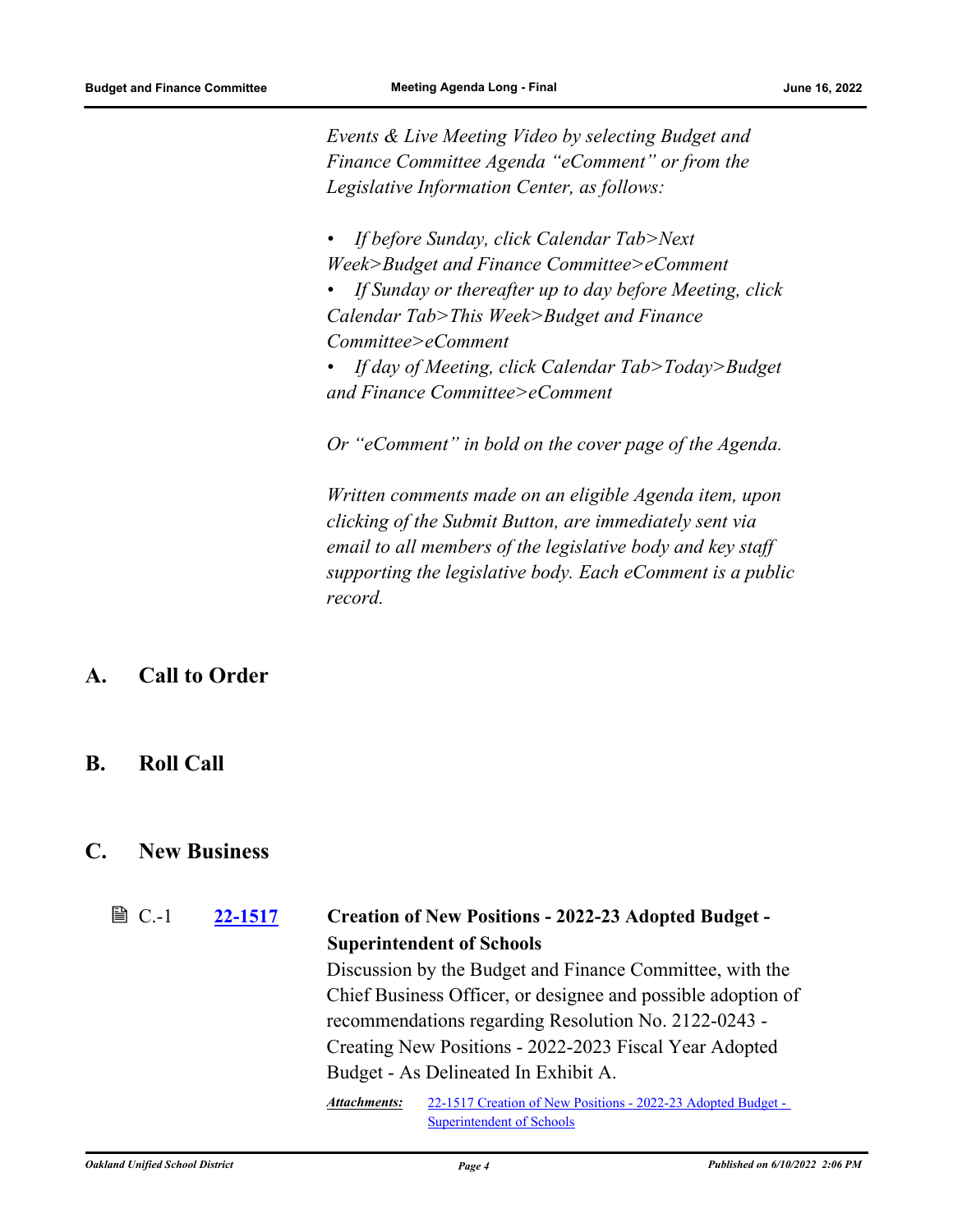*Events & Live Meeting Video by selecting Budget and Finance Committee Agenda "eComment" or from the Legislative Information Center, as follows:*

- *If before Sunday, click Calendar Tab>Next Week>Budget and Finance Committee>eComment*
- *If Sunday or thereafter up to day before Meeting, click Calendar Tab>This Week>Budget and Finance Committee>eComment*
- *If day of Meeting, click Calendar Tab>Today>Budget and Finance Committee>eComment*

*Or "eComment" in bold on the cover page of the Agenda.*

*Written comments made on an eligible Agenda item, upon clicking of the Submit Button, are immediately sent via email to all members of the legislative body and key staff supporting the legislative body. Each eComment is a public record.*

## A. Call to Order

## B. Roll Call

## C. New Business

C.-1 **22-1517** **Creation of New Positions - 2022-23 Adopted Budget - Superintendent of Schools**

Discussion by the Budget and Finance Committee, with the Chief Business Officer, or designee and possible adoption of recommendations regarding Resolution No. 2122-0243 - Creating New Positions - 2022-2023 Fiscal Year Adopted Budget - As Delineated In Exhibit A.

***Attachments:*** 22-1517 Creation of New Positions - 2022-23 Adopted Budget - Superintendent of Schools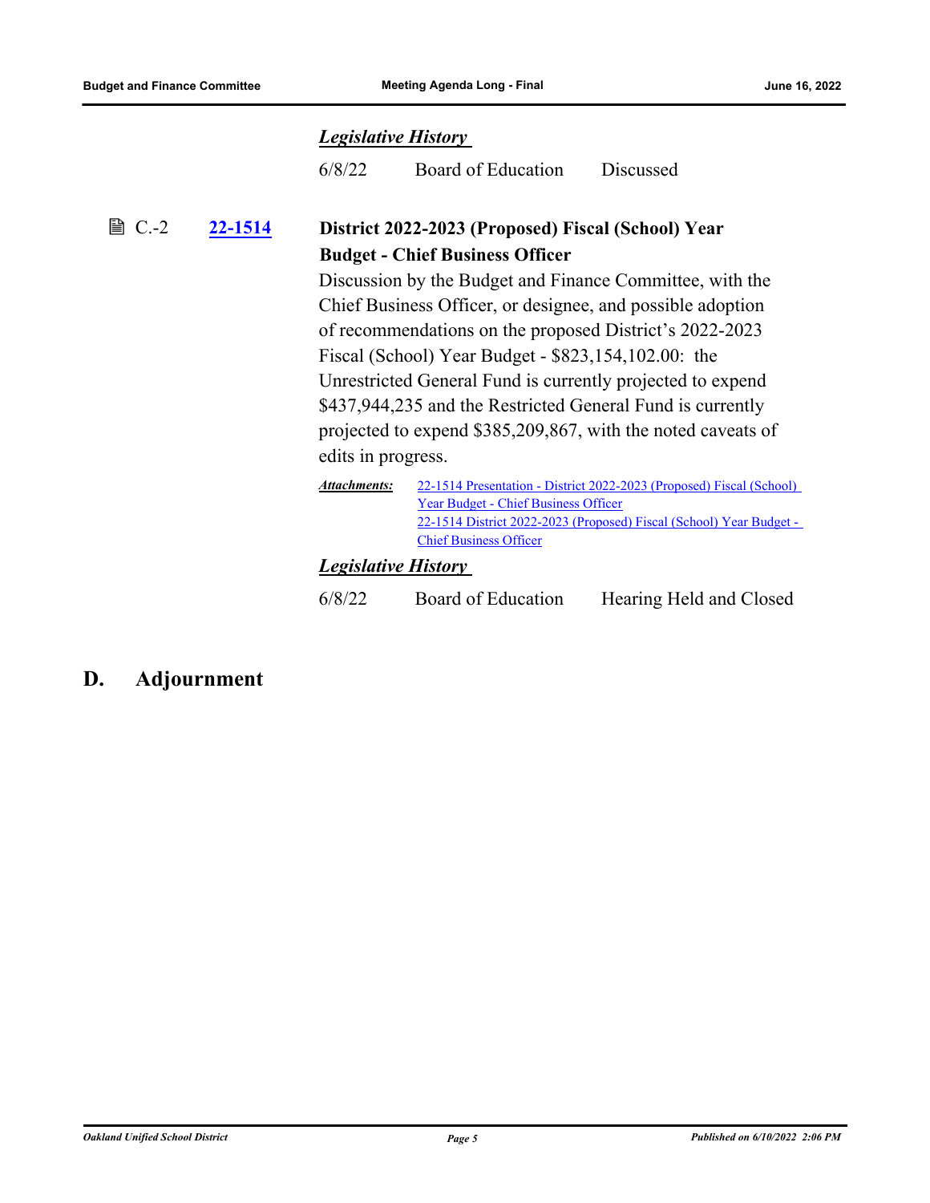***Legislative History***

| | | |
|---|---|---|
| 6/8/22 | Board of Education | Discussed |

C.-2 **22-1514** **District 2022-2023 (Proposed) Fiscal (School) Year Budget - Chief Business Officer**

Discussion by the Budget and Finance Committee, with the Chief Business Officer, or designee, and possible adoption of recommendations on the proposed District's 2022-2023 Fiscal (School) Year Budget - $823,154,102.00: the Unrestricted General Fund is currently projected to expend $437,944,235 and the Restricted General Fund is currently projected to expend $385,209,867, with the noted caveats of edits in progress.

***Attachments:*** 22-1514 Presentation - District 2022-2023 (Proposed) Fiscal (School) Year Budget - Chief Business Officer
22-1514 District 2022-2023 (Proposed) Fiscal (School) Year Budget - Chief Business Officer

***Legislative History***

| | | |
|---|---|---|
| 6/8/22 | Board of Education | Hearing Held and Closed |

## D. Adjournment